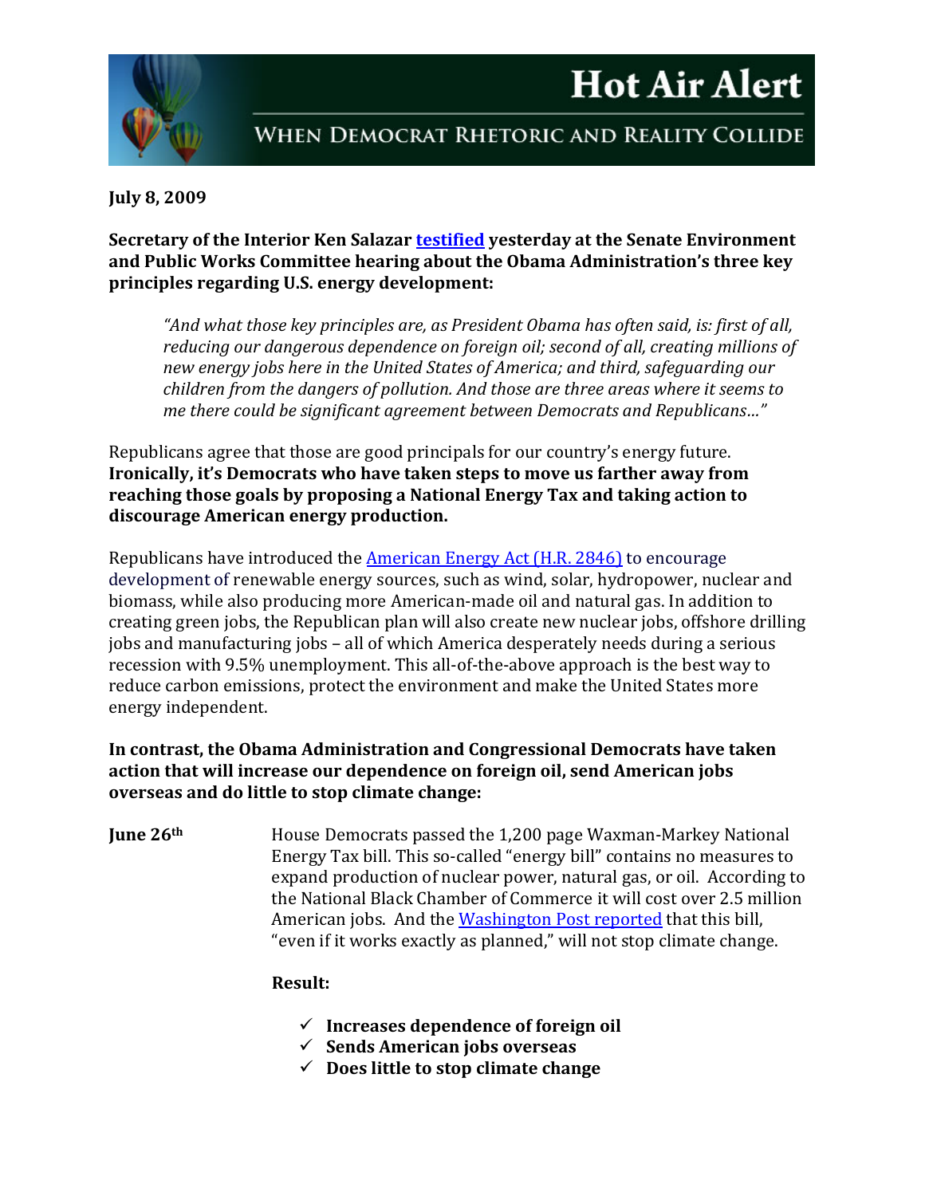# Hot Air Alert

## When Democrat Rhetoric and Reality Collide

**July 8, 2009**

**Secretary of the Interior Ken Salazar testified yesterday at the Senate Environment and Public Works Committee hearing about the Obama Administration's three key principles regarding U.S. energy development:**

> *"And what those key principles are, as President Obama has often said, is: first of all, reducing our dangerous dependence on foreign oil; second of all, creating millions of new energy jobs here in the United States of America; and third, safeguarding our children from the dangers of pollution. And those are three areas where it seems to me there could be significant agreement between Democrats and Republicans…"*

Republicans agree that those are good principals for our country's energy future. **Ironically, it's Democrats who have taken steps to move us farther away from reaching those goals by proposing a National Energy Tax and taking action to discourage American energy production.**

Republicans have introduced the American Energy Act (H.R. 2846) to encourage development of renewable energy sources, such as wind, solar, hydropower, nuclear and biomass, while also producing more American-made oil and natural gas. In addition to creating green jobs, the Republican plan will also create new nuclear jobs, offshore drilling jobs and manufacturing jobs – all of which America desperately needs during a serious recession with 9.5% unemployment. This all-of-the-above approach is the best way to reduce carbon emissions, protect the environment and make the United States more energy independent.

**In contrast, the Obama Administration and Congressional Democrats have taken action that will increase our dependence on foreign oil, send American jobs overseas and do little to stop climate change:**

**June 26th** House Democrats passed the 1,200 page Waxman-Markey National Energy Tax bill. This so-called "energy bill" contains no measures to expand production of nuclear power, natural gas, or oil. According to the National Black Chamber of Commerce it will cost over 2.5 million American jobs. And the Washington Post reported that this bill, "even if it works exactly as planned," will not stop climate change.

**Result:**

- ✓ **Increases dependence of foreign oil**
- ✓ **Sends American jobs overseas**
- ✓ **Does little to stop climate change**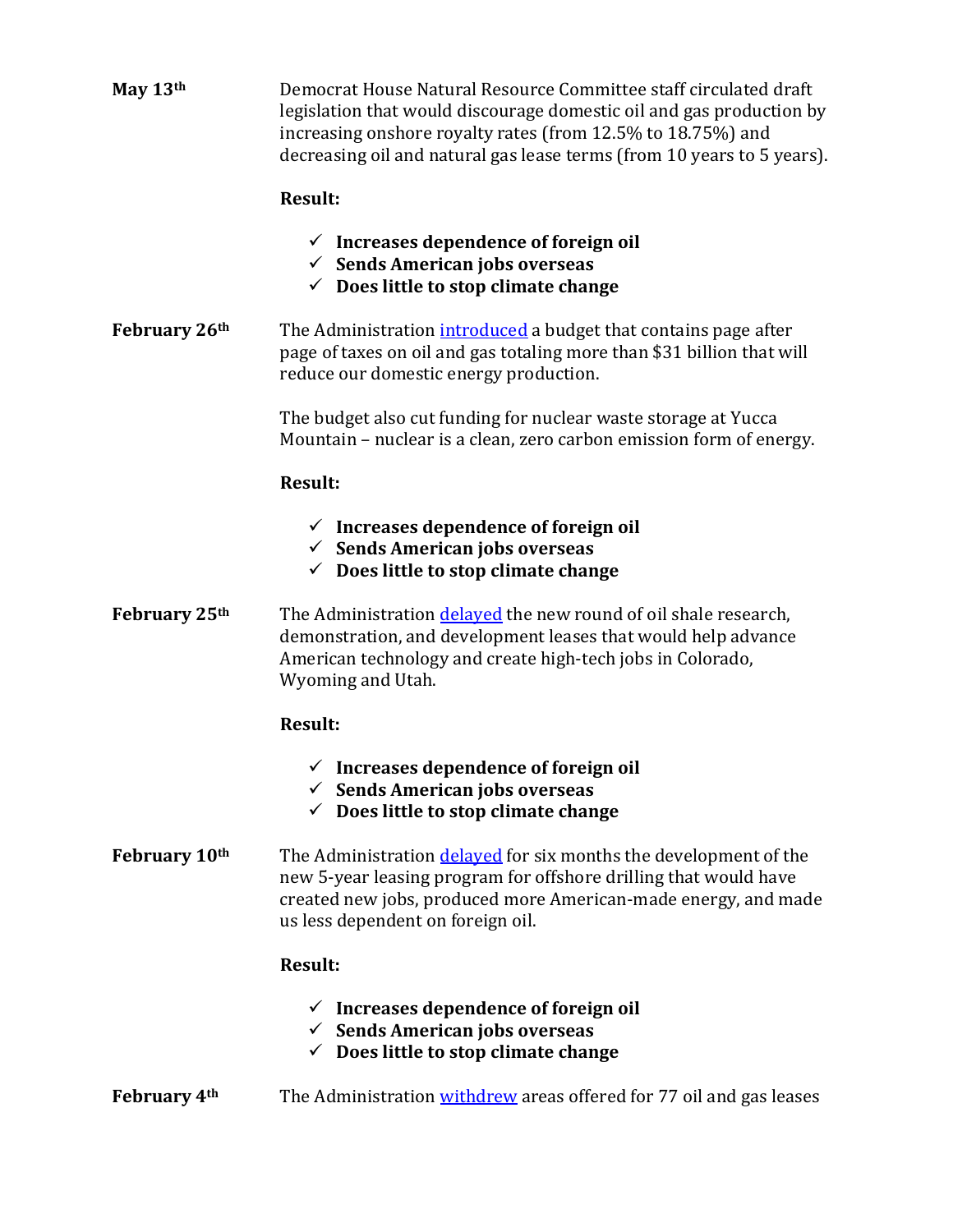**May 13th**

Democrat House Natural Resource Committee staff circulated draft legislation that would discourage domestic oil and gas production by increasing onshore royalty rates (from 12.5% to 18.75%) and decreasing oil and natural gas lease terms (from 10 years to 5 years).

**Result:**

- ✓ **Increases dependence of foreign oil**
- ✓ **Sends American jobs overseas**
- ✓ **Does little to stop climate change**

**February 26th**

The Administration introduced a budget that contains page after page of taxes on oil and gas totaling more than $31 billion that will reduce our domestic energy production.

The budget also cut funding for nuclear waste storage at Yucca Mountain – nuclear is a clean, zero carbon emission form of energy.

**Result:**

- ✓ **Increases dependence of foreign oil**
- ✓ **Sends American jobs overseas**
- ✓ **Does little to stop climate change**

**February 25th**

The Administration delayed the new round of oil shale research, demonstration, and development leases that would help advance American technology and create high-tech jobs in Colorado, Wyoming and Utah.

**Result:**

- ✓ **Increases dependence of foreign oil**
- ✓ **Sends American jobs overseas**
- ✓ **Does little to stop climate change**

**February 10th**

The Administration delayed for six months the development of the new 5-year leasing program for offshore drilling that would have created new jobs, produced more American-made energy, and made us less dependent on foreign oil.

**Result:**

- ✓ **Increases dependence of foreign oil**
- ✓ **Sends American jobs overseas**
- ✓ **Does little to stop climate change**

**February 4th**

The Administration withdrew areas offered for 77 oil and gas leases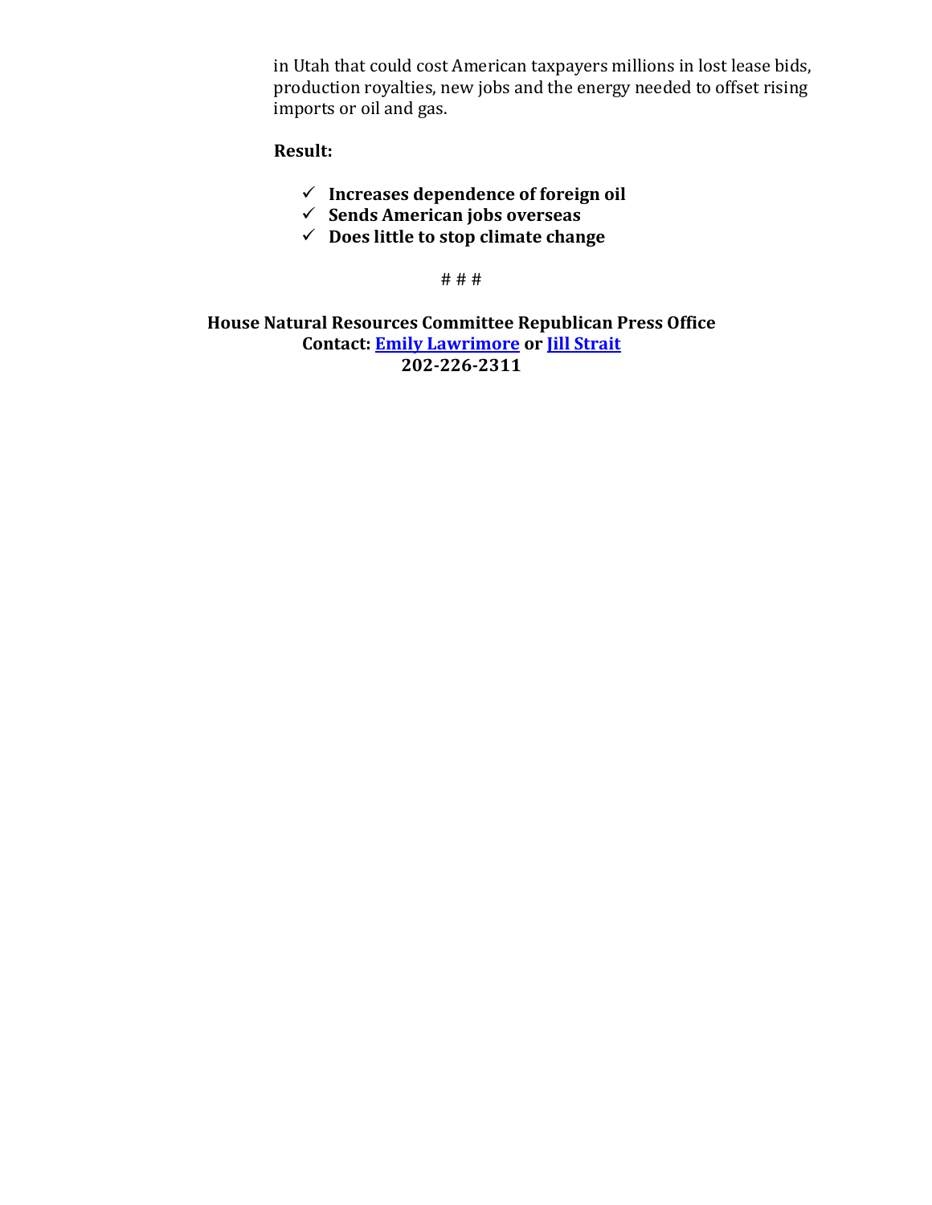in Utah that could cost American taxpayers millions in lost lease bids, production royalties, new jobs and the energy needed to offset rising imports or oil and gas.

**Result:**

- ✓ **Increases dependence of foreign oil**
- ✓ **Sends American jobs overseas**
- ✓ **Does little to stop climate change**

# # #

**House Natural Resources Committee Republican Press Office**
**Contact: Emily Lawrimore or Jill Strait**
**202-226-2311**